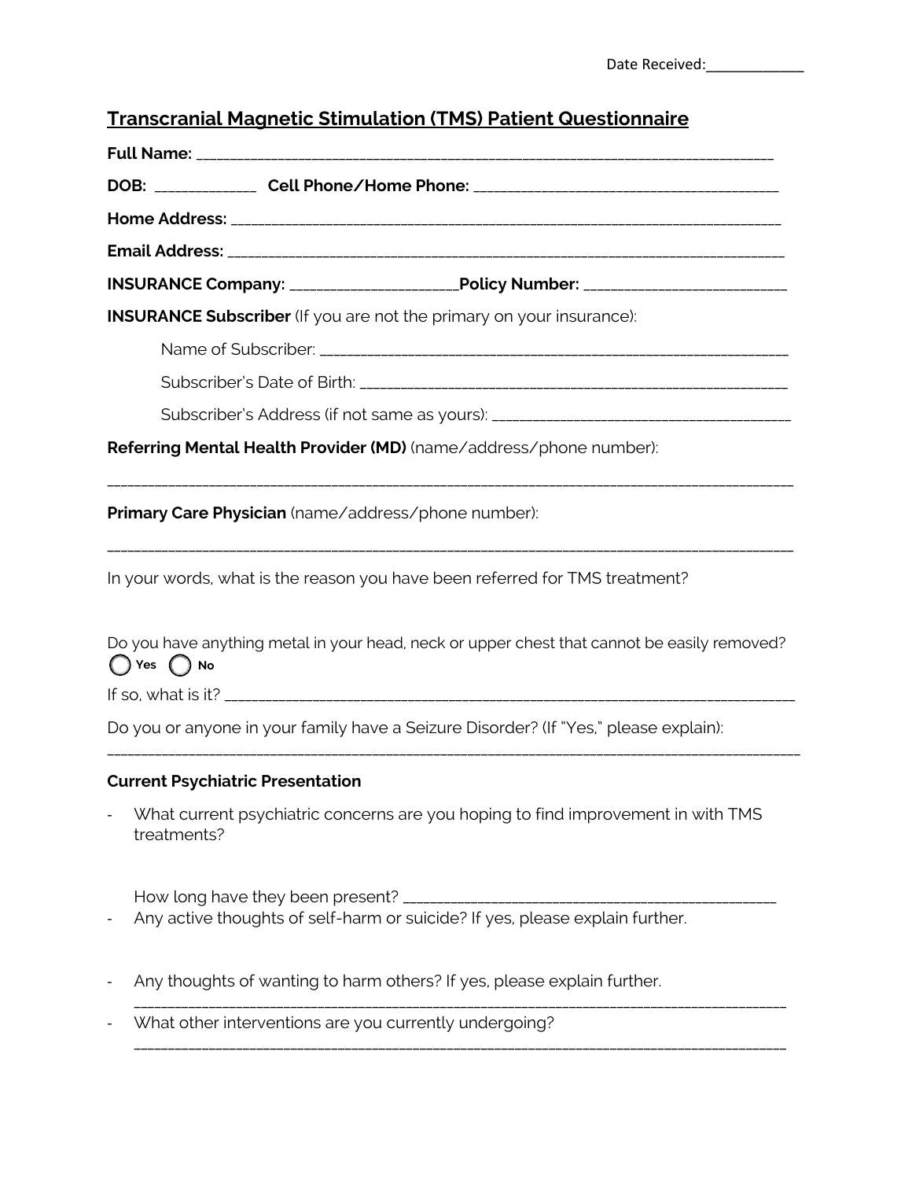Date Received:____________

## Transcranial Magnetic Stimulation (TMS) Patient Questionnaire

**Full Name:** ___________________________________________________________________________

**DOB:** _____________ **Cell Phone/Home Phone:** _______________________________________

**Home Address:** _______________________________________________________________________

**Email Address:** _______________________________________________________________________

**INSURANCE Company:** _____________________**Policy Number:** _________________________

**INSURANCE Subscriber** (If you are not the primary on your insurance):

Name of Subscriber: ______________________________________________________________

Subscriber's Date of Birth: _________________________________________________________

Subscriber's Address (if not same as yours): ______________________________________

**Referring Mental Health Provider (MD)** (name/address/phone number):

_____________________________________________________________________________________

**Primary Care Physician** (name/address/phone number):

_____________________________________________________________________________________

In your words, what is the reason you have been referred for TMS treatment?

Do you have anything metal in your head, neck or upper chest that cannot be easily removed?

◯ Yes ◯ No

If so, what is it? ____________________________________________________________________

Do you or anyone in your family have a Seizure Disorder? (If "Yes," please explain):

_____________________________________________________________________________________

**Current Psychiatric Presentation**

- What current psychiatric concerns are you hoping to find improvement in with TMS treatments?

  How long have they been present? ______________________________________________
- Any active thoughts of self-harm or suicide? If yes, please explain further.
- Any thoughts of wanting to harm others? If yes, please explain further.
  ___________________________________________________________________________________
- What other interventions are you currently undergoing?
  ___________________________________________________________________________________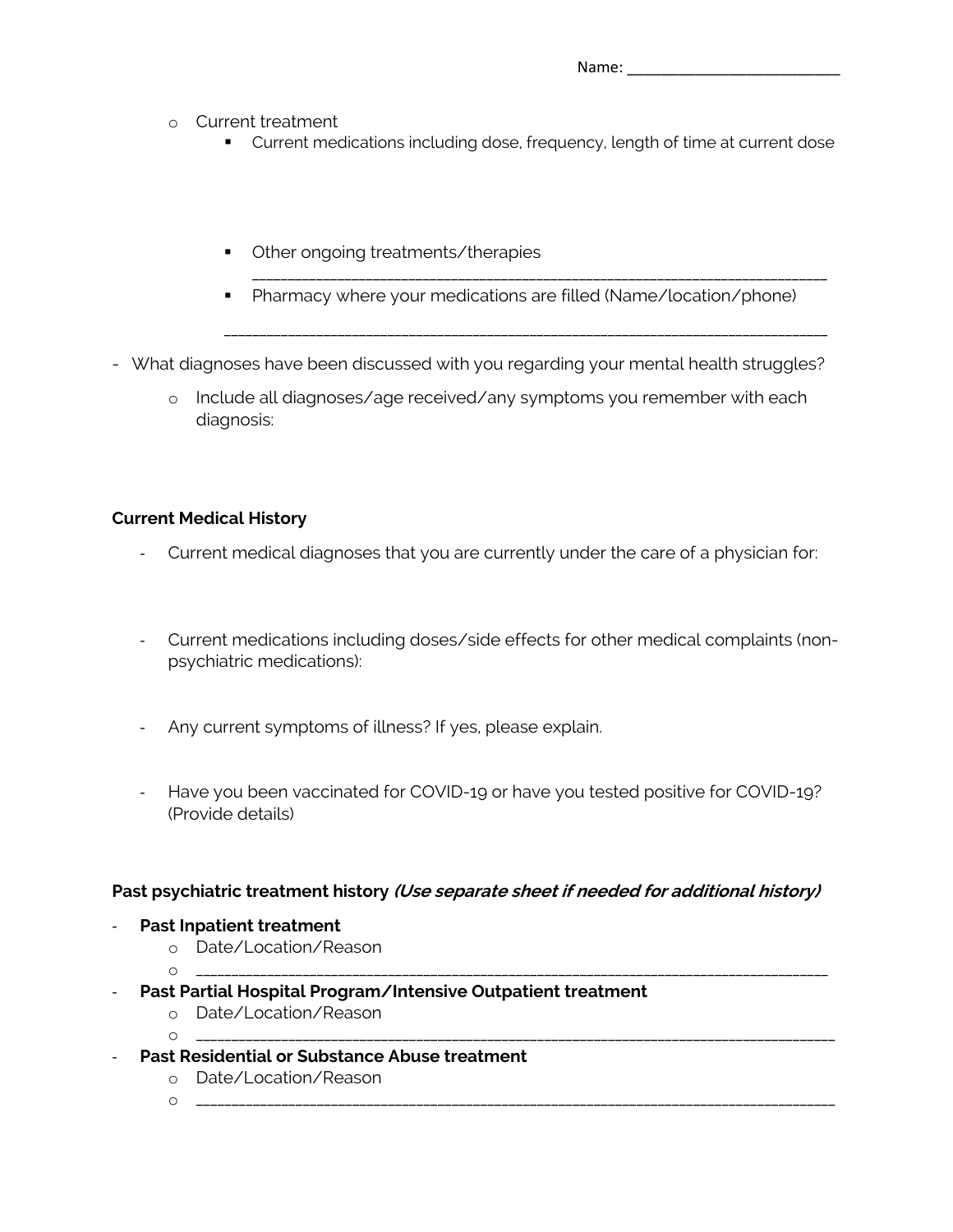Name: ___________________________

- Current treatment
  - Current medications including dose, frequency, length of time at current dose

  - Other ongoing treatments/therapies ___________________________________________________________________________
  - Pharmacy where your medications are filled (Name/location/phone)

  ___________________________________________________________________________

- What diagnoses have been discussed with you regarding your mental health struggles?
  - Include all diagnoses/age received/any symptoms you remember with each diagnosis:

**Current Medical History**

- Current medical diagnoses that you are currently under the care of a physician for:

- Current medications including doses/side effects for other medical complaints (non-psychiatric medications):

- Any current symptoms of illness? If yes, please explain.

- Have you been vaccinated for COVID-19 or have you tested positive for COVID-19? (Provide details)

**Past psychiatric treatment history *(Use separate sheet if needed for additional history)***

- **Past Inpatient treatment**
  - Date/Location/Reason
  - ___________________________________________________________________________
- **Past Partial Hospital Program/Intensive Outpatient treatment**
  - Date/Location/Reason
  - ___________________________________________________________________________
- **Past Residential or Substance Abuse treatment**
  - Date/Location/Reason
  - ___________________________________________________________________________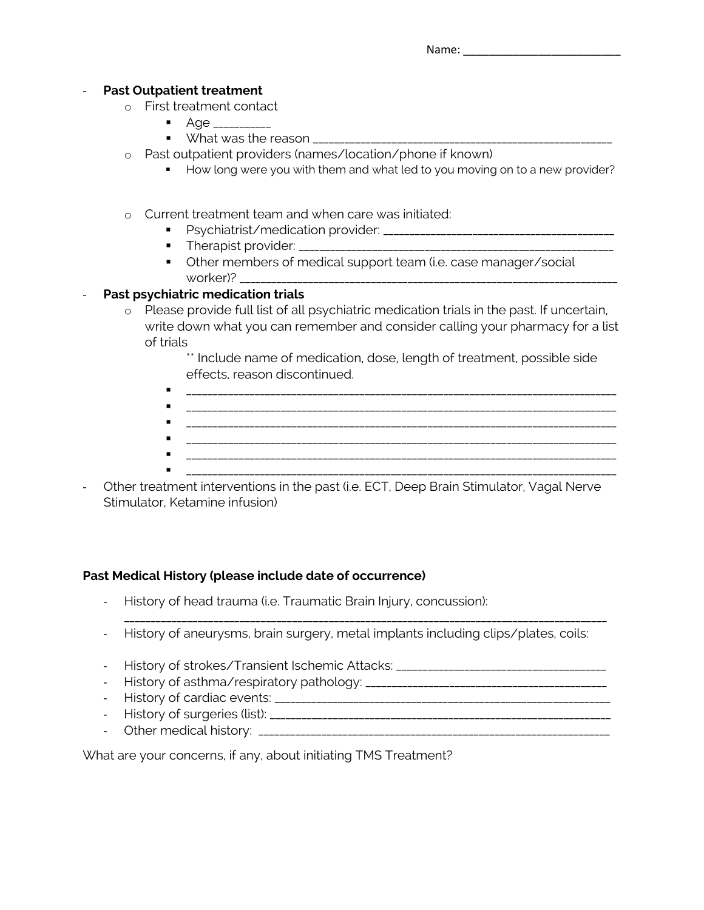Name: ___________________________

- **Past Outpatient treatment**
  - First treatment contact
    - Age __________
    - What was the reason ______________________________________________________
  - Past outpatient providers (names/location/phone if known)
    - How long were you with them and what led to you moving on to a new provider?
  - Current treatment team and when care was initiated:
    - Psychiatrist/medication provider: ________________________________________
    - Therapist provider: ______________________________________________________
    - Other members of medical support team (i.e. case manager/social worker)? ______________________________________________________________
- **Past psychiatric medication trials**
  - Please provide full list of all psychiatric medication trials in the past. If uncertain, write down what you can remember and consider calling your pharmacy for a list of trials

    ** Include name of medication, dose, length of treatment, possible side effects, reason discontinued.

    - ______________________________________________________________________
    - ______________________________________________________________________
    - ______________________________________________________________________
    - ______________________________________________________________________
    - ______________________________________________________________________
    - ______________________________________________________________________
- Other treatment interventions in the past (i.e. ECT, Deep Brain Stimulator, Vagal Nerve Stimulator, Ketamine infusion)

**Past Medical History (please include date of occurrence)**

- History of head trauma (i.e. Traumatic Brain Injury, concussion): ______________________________________________________________________________
- History of aneurysms, brain surgery, metal implants including clips/plates, coils:
- History of strokes/Transient Ischemic Attacks: ___________________________________
- History of asthma/respiratory pathology: ________________________________________
- History of cardiac events: ________________________________________________________
- History of surgeries (list): ________________________________________________________
- Other medical history: ___________________________________________________________

What are your concerns, if any, about initiating TMS Treatment?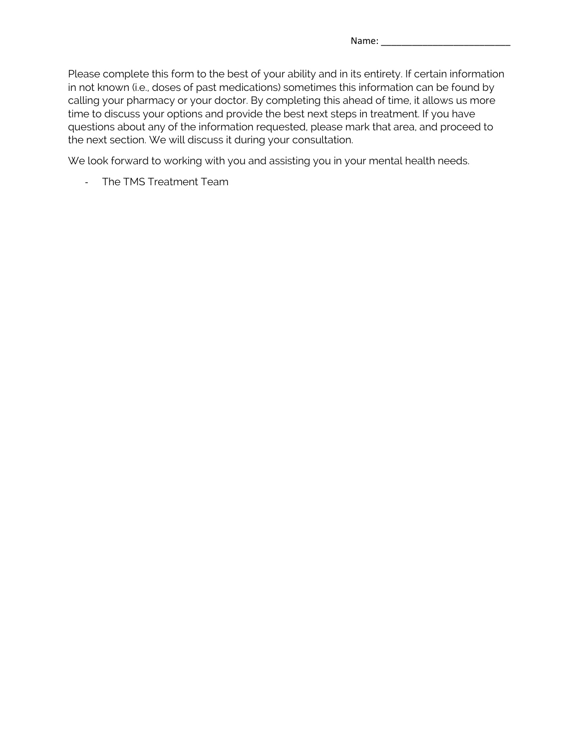Name: ___________________________

Please complete this form to the best of your ability and in its entirety. If certain information in not known (i.e., doses of past medications) sometimes this information can be found by calling your pharmacy or your doctor. By completing this ahead of time, it allows us more time to discuss your options and provide the best next steps in treatment. If you have questions about any of the information requested, please mark that area, and proceed to the next section. We will discuss it during your consultation.

We look forward to working with you and assisting you in your mental health needs.

- The TMS Treatment Team